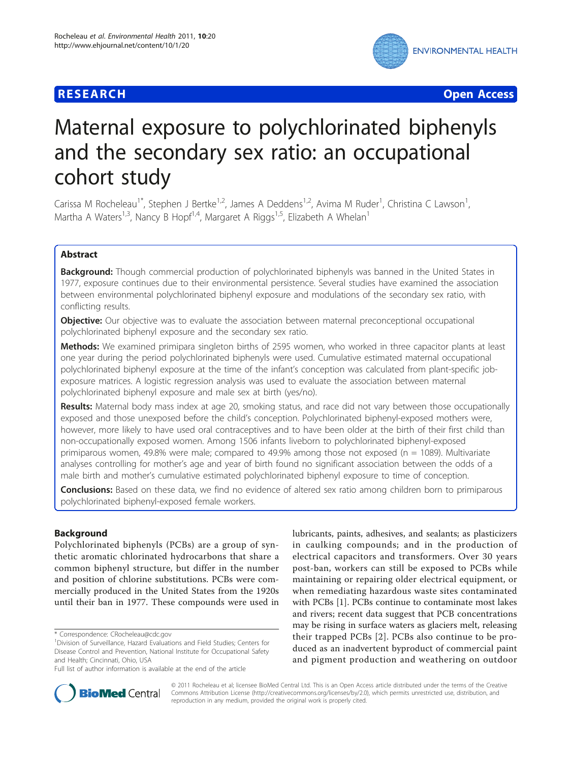**RESEARCH** **Open Access**

# Maternal exposure to polychlorinated biphenyls and the secondary sex ratio: an occupational cohort study

Carissa M Rocheleau[1*], Stephen J Bertke[1,2], James A Deddens[1,2], Avima M Ruder[1], Christina C Lawson[1], Martha A Waters[1,3], Nancy B Hopf[1,4], Margaret A Riggs[1,5], Elizabeth A Whelan[1]

## Abstract

**Background:** Though commercial production of polychlorinated biphenyls was banned in the United States in 1977, exposure continues due to their environmental persistence. Several studies have examined the association between environmental polychlorinated biphenyl exposure and modulations of the secondary sex ratio, with conflicting results.

**Objective:** Our objective was to evaluate the association between maternal preconceptional occupational polychlorinated biphenyl exposure and the secondary sex ratio.

**Methods:** We examined primipara singleton births of 2595 women, who worked in three capacitor plants at least one year during the period polychlorinated biphenyls were used. Cumulative estimated maternal occupational polychlorinated biphenyl exposure at the time of the infant's conception was calculated from plant-specific job-exposure matrices. A logistic regression analysis was used to evaluate the association between maternal polychlorinated biphenyl exposure and male sex at birth (yes/no).

**Results:** Maternal body mass index at age 20, smoking status, and race did not vary between those occupationally exposed and those unexposed before the child's conception. Polychlorinated biphenyl-exposed mothers were, however, more likely to have used oral contraceptives and to have been older at the birth of their first child than non-occupationally exposed women. Among 1506 infants liveborn to polychlorinated biphenyl-exposed primiparous women, 49.8% were male; compared to 49.9% among those not exposed (n = 1089). Multivariate analyses controlling for mother's age and year of birth found no significant association between the odds of a male birth and mother's cumulative estimated polychlorinated biphenyl exposure to time of conception.

**Conclusions:** Based on these data, we find no evidence of altered sex ratio among children born to primiparous polychlorinated biphenyl-exposed female workers.

## Background

Polychlorinated biphenyls (PCBs) are a group of synthetic aromatic chlorinated hydrocarbons that share a common biphenyl structure, but differ in the number and position of chlorine substitutions. PCBs were commercially produced in the United States from the 1920s until their ban in 1977. These compounds were used in lubricants, paints, adhesives, and sealants; as plasticizers in caulking compounds; and in the production of electrical capacitors and transformers. Over 30 years post-ban, workers can still be exposed to PCBs while maintaining or repairing older electrical equipment, or when remediating hazardous waste sites contaminated with PCBs [1]. PCBs continue to contaminate most lakes and rivers; recent data suggest that PCB concentrations may be rising in surface waters as glaciers melt, releasing their trapped PCBs [2]. PCBs also continue to be produced as an inadvertent byproduct of commercial paint and pigment production and weathering on outdoor

\* Correspondence: CRocheleau@cdc.gov

[1]Division of Surveillance, Hazard Evaluations and Field Studies; Centers for Disease Control and Prevention, National Institute for Occupational Safety and Health; Cincinnati, Ohio, USA

Full list of author information is available at the end of the article

© 2011 Rocheleau et al; licensee BioMed Central Ltd. This is an Open Access article distributed under the terms of the Creative Commons Attribution License (http://creativecommons.org/licenses/by/2.0), which permits unrestricted use, distribution, and reproduction in any medium, provided the original work is properly cited.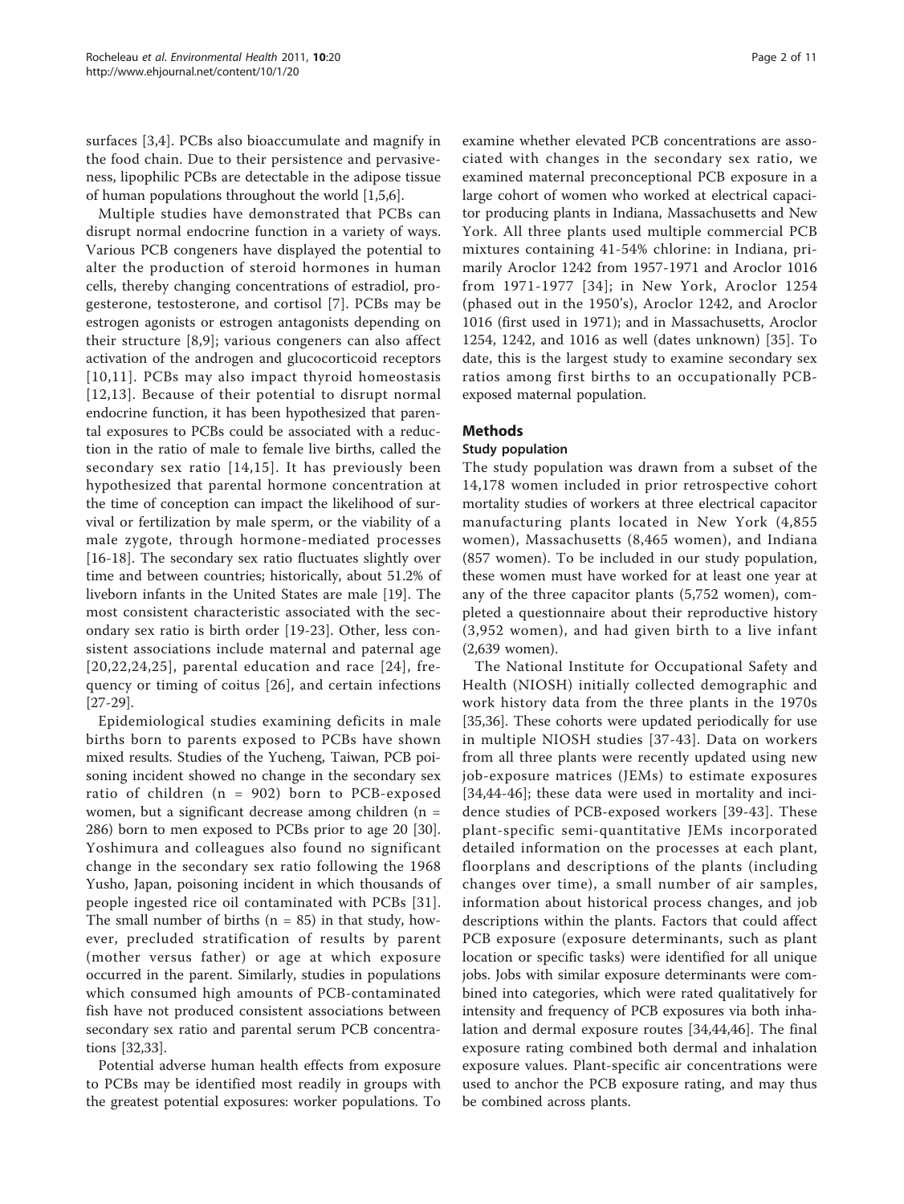surfaces [3,4]. PCBs also bioaccumulate and magnify in the food chain. Due to their persistence and pervasiveness, lipophilic PCBs are detectable in the adipose tissue of human populations throughout the world [1,5,6].

Multiple studies have demonstrated that PCBs can disrupt normal endocrine function in a variety of ways. Various PCB congeners have displayed the potential to alter the production of steroid hormones in human cells, thereby changing concentrations of estradiol, progesterone, testosterone, and cortisol [7]. PCBs may be estrogen agonists or estrogen antagonists depending on their structure [8,9]; various congeners can also affect activation of the androgen and glucocorticoid receptors [10,11]. PCBs may also impact thyroid homeostasis [12,13]. Because of their potential to disrupt normal endocrine function, it has been hypothesized that parental exposures to PCBs could be associated with a reduction in the ratio of male to female live births, called the secondary sex ratio [14,15]. It has previously been hypothesized that parental hormone concentration at the time of conception can impact the likelihood of survival or fertilization by male sperm, or the viability of a male zygote, through hormone-mediated processes [16-18]. The secondary sex ratio fluctuates slightly over time and between countries; historically, about 51.2% of liveborn infants in the United States are male [19]. The most consistent characteristic associated with the secondary sex ratio is birth order [19-23]. Other, less consistent associations include maternal and paternal age [20,22,24,25], parental education and race [24], frequency or timing of coitus [26], and certain infections [27-29].

Epidemiological studies examining deficits in male births born to parents exposed to PCBs have shown mixed results. Studies of the Yucheng, Taiwan, PCB poisoning incident showed no change in the secondary sex ratio of children (n = 902) born to PCB-exposed women, but a significant decrease among children (n = 286) born to men exposed to PCBs prior to age 20 [30]. Yoshimura and colleagues also found no significant change in the secondary sex ratio following the 1968 Yusho, Japan, poisoning incident in which thousands of people ingested rice oil contaminated with PCBs [31]. The small number of births (n = 85) in that study, however, precluded stratification of results by parent (mother versus father) or age at which exposure occurred in the parent. Similarly, studies in populations which consumed high amounts of PCB-contaminated fish have not produced consistent associations between secondary sex ratio and parental serum PCB concentrations [32,33].

Potential adverse human health effects from exposure to PCBs may be identified most readily in groups with the greatest potential exposures: worker populations. To examine whether elevated PCB concentrations are associated with changes in the secondary sex ratio, we examined maternal preconceptional PCB exposure in a large cohort of women who worked at electrical capacitor producing plants in Indiana, Massachusetts and New York. All three plants used multiple commercial PCB mixtures containing 41-54% chlorine: in Indiana, primarily Aroclor 1242 from 1957-1971 and Aroclor 1016 from 1971-1977 [34]; in New York, Aroclor 1254 (phased out in the 1950's), Aroclor 1242, and Aroclor 1016 (first used in 1971); and in Massachusetts, Aroclor 1254, 1242, and 1016 as well (dates unknown) [35]. To date, this is the largest study to examine secondary sex ratios among first births to an occupationally PCB-exposed maternal population.

## Methods

### Study population

The study population was drawn from a subset of the 14,178 women included in prior retrospective cohort mortality studies of workers at three electrical capacitor manufacturing plants located in New York (4,855 women), Massachusetts (8,465 women), and Indiana (857 women). To be included in our study population, these women must have worked for at least one year at any of the three capacitor plants (5,752 women), completed a questionnaire about their reproductive history (3,952 women), and had given birth to a live infant (2,639 women).

The National Institute for Occupational Safety and Health (NIOSH) initially collected demographic and work history data from the three plants in the 1970s [35,36]. These cohorts were updated periodically for use in multiple NIOSH studies [37-43]. Data on workers from all three plants were recently updated using new job-exposure matrices (JEMs) to estimate exposures [34,44-46]; these data were used in mortality and incidence studies of PCB-exposed workers [39-43]. These plant-specific semi-quantitative JEMs incorporated detailed information on the processes at each plant, floorplans and descriptions of the plants (including changes over time), a small number of air samples, information about historical process changes, and job descriptions within the plants. Factors that could affect PCB exposure (exposure determinants, such as plant location or specific tasks) were identified for all unique jobs. Jobs with similar exposure determinants were combined into categories, which were rated qualitatively for intensity and frequency of PCB exposures via both inhalation and dermal exposure routes [34,44,46]. The final exposure rating combined both dermal and inhalation exposure values. Plant-specific air concentrations were used to anchor the PCB exposure rating, and may thus be combined across plants.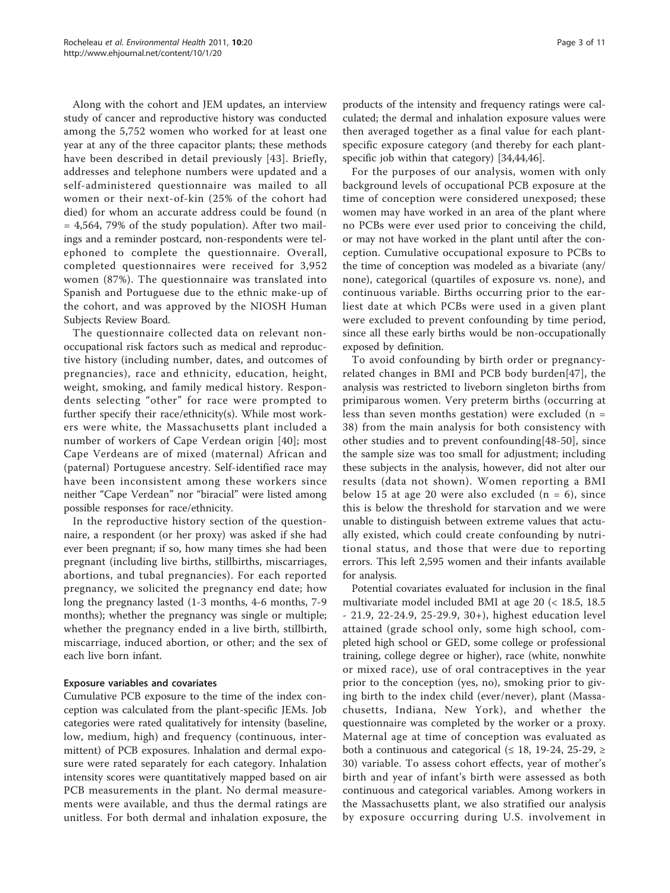Along with the cohort and JEM updates, an interview study of cancer and reproductive history was conducted among the 5,752 women who worked for at least one year at any of the three capacitor plants; these methods have been described in detail previously [43]. Briefly, addresses and telephone numbers were updated and a self-administered questionnaire was mailed to all women or their next-of-kin (25% of the cohort had died) for whom an accurate address could be found (n = 4,564, 79% of the study population). After two mailings and a reminder postcard, non-respondents were telephoned to complete the questionnaire. Overall, completed questionnaires were received for 3,952 women (87%). The questionnaire was translated into Spanish and Portuguese due to the ethnic make-up of the cohort, and was approved by the NIOSH Human Subjects Review Board.

The questionnaire collected data on relevant non-occupational risk factors such as medical and reproductive history (including number, dates, and outcomes of pregnancies), race and ethnicity, education, height, weight, smoking, and family medical history. Respondents selecting "other" for race were prompted to further specify their race/ethnicity(s). While most workers were white, the Massachusetts plant included a number of workers of Cape Verdean origin [40]; most Cape Verdeans are of mixed (maternal) African and (paternal) Portuguese ancestry. Self-identified race may have been inconsistent among these workers since neither "Cape Verdean" nor "biracial" were listed among possible responses for race/ethnicity.

In the reproductive history section of the questionnaire, a respondent (or her proxy) was asked if she had ever been pregnant; if so, how many times she had been pregnant (including live births, stillbirths, miscarriages, abortions, and tubal pregnancies). For each reported pregnancy, we solicited the pregnancy end date; how long the pregnancy lasted (1-3 months, 4-6 months, 7-9 months); whether the pregnancy was single or multiple; whether the pregnancy ended in a live birth, stillbirth, miscarriage, induced abortion, or other; and the sex of each live born infant.

### Exposure variables and covariates

Cumulative PCB exposure to the time of the index conception was calculated from the plant-specific JEMs. Job categories were rated qualitatively for intensity (baseline, low, medium, high) and frequency (continuous, intermittent) of PCB exposures. Inhalation and dermal exposure were rated separately for each category. Inhalation intensity scores were quantitatively mapped based on air PCB measurements in the plant. No dermal measurements were available, and thus the dermal ratings are unitless. For both dermal and inhalation exposure, the products of the intensity and frequency ratings were calculated; the dermal and inhalation exposure values were then averaged together as a final value for each plant-specific exposure category (and thereby for each plant-specific job within that category) [34,44,46].

For the purposes of our analysis, women with only background levels of occupational PCB exposure at the time of conception were considered unexposed; these women may have worked in an area of the plant where no PCBs were ever used prior to conceiving the child, or may not have worked in the plant until after the conception. Cumulative occupational exposure to PCBs to the time of conception was modeled as a bivariate (any/none), categorical (quartiles of exposure vs. none), and continuous variable. Births occurring prior to the earliest date at which PCBs were used in a given plant were excluded to prevent confounding by time period, since all these early births would be non-occupationally exposed by definition.

To avoid confounding by birth order or pregnancy-related changes in BMI and PCB body burden[47], the analysis was restricted to liveborn singleton births from primiparous women. Very preterm births (occurring at less than seven months gestation) were excluded (n = 38) from the main analysis for both consistency with other studies and to prevent confounding[48-50], since the sample size was too small for adjustment; including these subjects in the analysis, however, did not alter our results (data not shown). Women reporting a BMI below 15 at age 20 were also excluded (n = 6), since this is below the threshold for starvation and we were unable to distinguish between extreme values that actually existed, which could create confounding by nutritional status, and those that were due to reporting errors. This left 2,595 women and their infants available for analysis.

Potential covariates evaluated for inclusion in the final multivariate model included BMI at age 20 (< 18.5, 18.5 - 21.9, 22-24.9, 25-29.9, 30+), highest education level attained (grade school only, some high school, completed high school or GED, some college or professional training, college degree or higher), race (white, nonwhite or mixed race), use of oral contraceptives in the year prior to the conception (yes, no), smoking prior to giving birth to the index child (ever/never), plant (Massachusetts, Indiana, New York), and whether the questionnaire was completed by the worker or a proxy. Maternal age at time of conception was evaluated as both a continuous and categorical (≤ 18, 19-24, 25-29, ≥ 30) variable. To assess cohort effects, year of mother's birth and year of infant's birth were assessed as both continuous and categorical variables. Among workers in the Massachusetts plant, we also stratified our analysis by exposure occurring during U.S. involvement in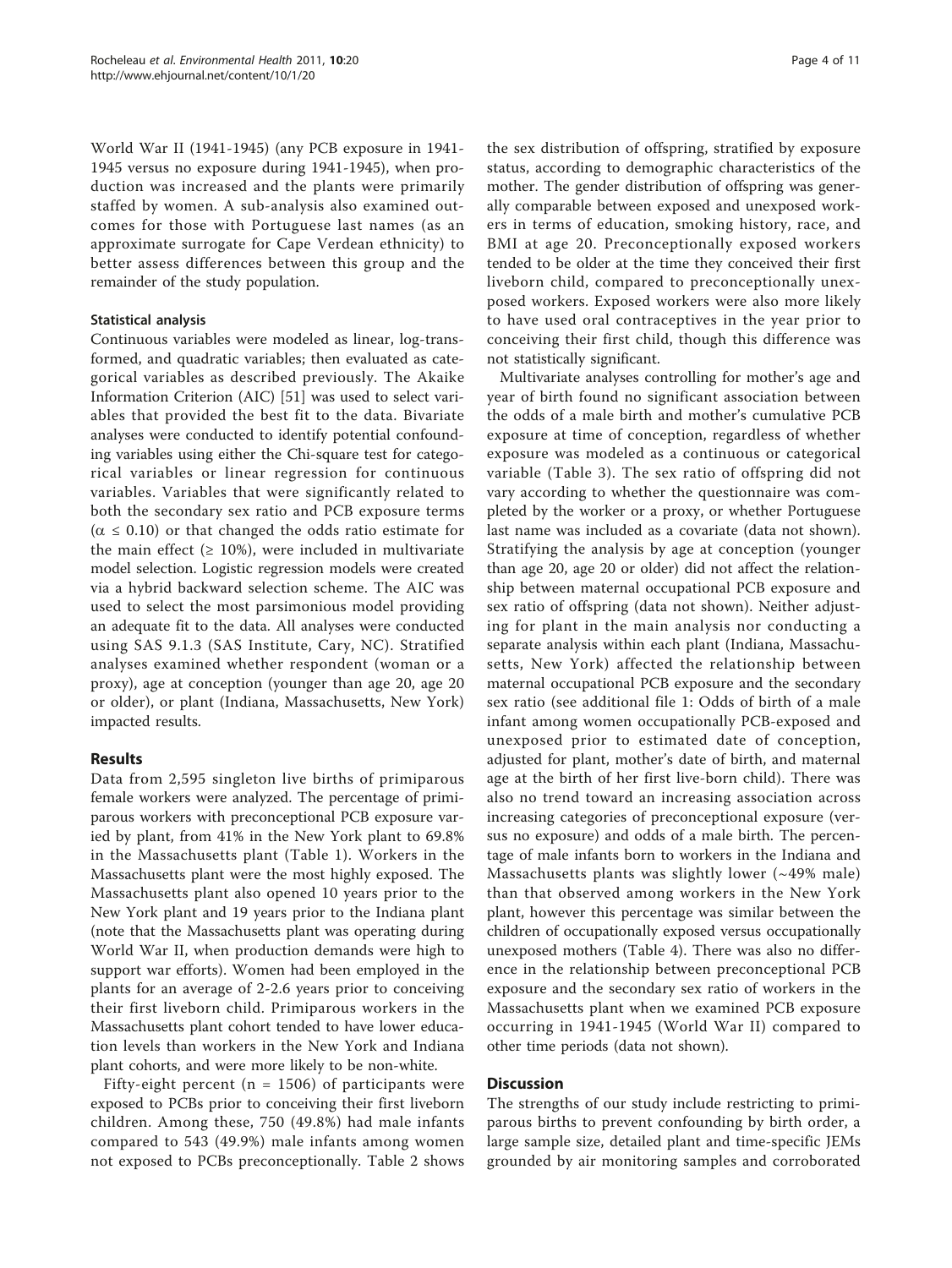World War II (1941-1945) (any PCB exposure in 1941-1945 versus no exposure during 1941-1945), when production was increased and the plants were primarily staffed by women. A sub-analysis also examined outcomes for those with Portuguese last names (as an approximate surrogate for Cape Verdean ethnicity) to better assess differences between this group and the remainder of the study population.

### Statistical analysis

Continuous variables were modeled as linear, log-transformed, and quadratic variables; then evaluated as categorical variables as described previously. The Akaike Information Criterion (AIC) [51] was used to select variables that provided the best fit to the data. Bivariate analyses were conducted to identify potential confounding variables using either the Chi-square test for categorical variables or linear regression for continuous variables. Variables that were significantly related to both the secondary sex ratio and PCB exposure terms ($\alpha \leq 0.10$) or that changed the odds ratio estimate for the main effect ($\geq 10\%$), were included in multivariate model selection. Logistic regression models were created via a hybrid backward selection scheme. The AIC was used to select the most parsimonious model providing an adequate fit to the data. All analyses were conducted using SAS 9.1.3 (SAS Institute, Cary, NC). Stratified analyses examined whether respondent (woman or a proxy), age at conception (younger than age 20, age 20 or older), or plant (Indiana, Massachusetts, New York) impacted results.

## Results

Data from 2,595 singleton live births of primiparous female workers were analyzed. The percentage of primiparous workers with preconceptional PCB exposure varied by plant, from 41% in the New York plant to 69.8% in the Massachusetts plant (Table 1). Workers in the Massachusetts plant were the most highly exposed. The Massachusetts plant also opened 10 years prior to the New York plant and 19 years prior to the Indiana plant (note that the Massachusetts plant was operating during World War II, when production demands were high to support war efforts). Women had been employed in the plants for an average of 2-2.6 years prior to conceiving their first liveborn child. Primiparous workers in the Massachusetts plant cohort tended to have lower education levels than workers in the New York and Indiana plant cohorts, and were more likely to be non-white.

Fifty-eight percent (n = 1506) of participants were exposed to PCBs prior to conceiving their first liveborn children. Among these, 750 (49.8%) had male infants compared to 543 (49.9%) male infants among women not exposed to PCBs preconceptionally. Table 2 shows the sex distribution of offspring, stratified by exposure status, according to demographic characteristics of the mother. The gender distribution of offspring was generally comparable between exposed and unexposed workers in terms of education, smoking history, race, and BMI at age 20. Preconceptionally exposed workers tended to be older at the time they conceived their first liveborn child, compared to preconceptionally unexposed workers. Exposed workers were also more likely to have used oral contraceptives in the year prior to conceiving their first child, though this difference was not statistically significant.

Multivariate analyses controlling for mother's age and year of birth found no significant association between the odds of a male birth and mother's cumulative PCB exposure at time of conception, regardless of whether exposure was modeled as a continuous or categorical variable (Table 3). The sex ratio of offspring did not vary according to whether the questionnaire was completed by the worker or a proxy, or whether Portuguese last name was included as a covariate (data not shown). Stratifying the analysis by age at conception (younger than age 20, age 20 or older) did not affect the relationship between maternal occupational PCB exposure and sex ratio of offspring (data not shown). Neither adjusting for plant in the main analysis nor conducting a separate analysis within each plant (Indiana, Massachusetts, New York) affected the relationship between maternal occupational PCB exposure and the secondary sex ratio (see additional file 1: Odds of birth of a male infant among women occupationally PCB-exposed and unexposed prior to estimated date of conception, adjusted for plant, mother's date of birth, and maternal age at the birth of her first live-born child). There was also no trend toward an increasing association across increasing categories of preconceptional exposure (versus no exposure) and odds of a male birth. The percentage of male infants born to workers in the Indiana and Massachusetts plants was slightly lower (~49% male) than that observed among workers in the New York plant, however this percentage was similar between the children of occupationally exposed versus occupationally unexposed mothers (Table 4). There was also no difference in the relationship between preconceptional PCB exposure and the secondary sex ratio of workers in the Massachusetts plant when we examined PCB exposure occurring in 1941-1945 (World War II) compared to other time periods (data not shown).

## Discussion

The strengths of our study include restricting to primiparous births to prevent confounding by birth order, a large sample size, detailed plant and time-specific JEMs grounded by air monitoring samples and corroborated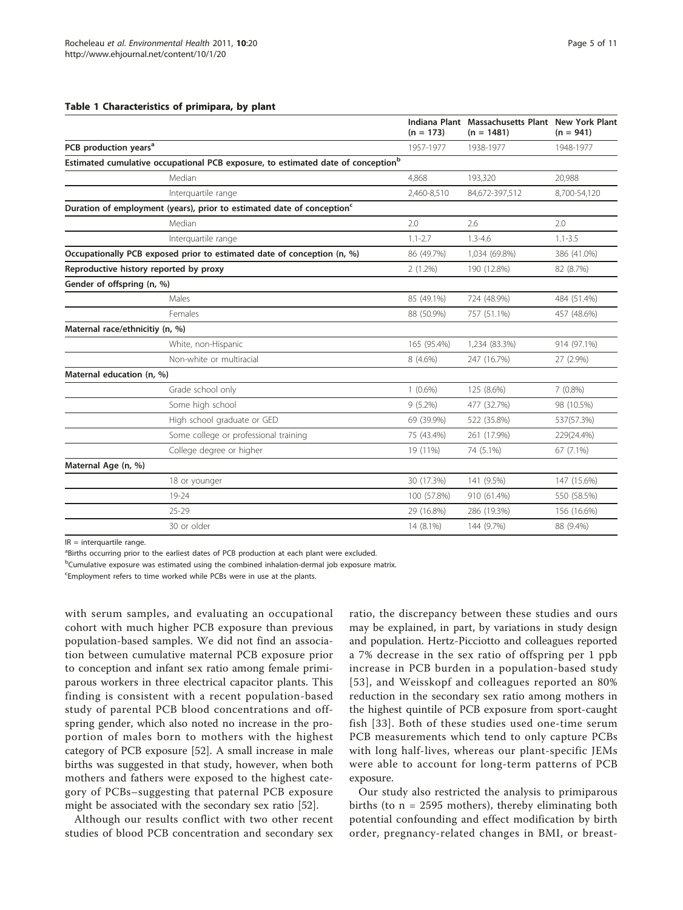**Table 1 Characteristics of primipara, by plant**

| | | Indiana Plant (n = 173) | Massachusetts Plant (n = 1481) | New York Plant (n = 941) |
|---|---|---|---|---|
| **PCB production years[a]** | | 1957-1977 | 1938-1977 | 1948-1977 |
| **Estimated cumulative occupational PCB exposure, to estimated date of conception[b]** | | | | |
| | Median | 4,868 | 193,320 | 20,988 |
| | Interquartile range | 2,460-8,510 | 84,672-397,512 | 8,700-54,120 |
| **Duration of employment (years), prior to estimated date of conception[c]** | | | | |
| | Median | 2.0 | 2.6 | 2.0 |
| | Interquartile range | 1.1-2.7 | 1.3-4.6 | 1.1-3.5 |
| **Occupationally PCB exposed prior to estimated date of conception (n, %)** | | 86 (49.7%) | 1,034 (69.8%) | 386 (41.0%) |
| **Reproductive history reported by proxy** | | 2 (1.2%) | 190 (12.8%) | 82 (8.7%) |
| **Gender of offspring (n, %)** | | | | |
| | Males | 85 (49.1%) | 724 (48.9%) | 484 (51.4%) |
| | Females | 88 (50.9%) | 757 (51.1%) | 457 (48.6%) |
| **Maternal race/ethnicitiy (n, %)** | | | | |
| | White, non-Hispanic | 165 (95.4%) | 1,234 (83.3%) | 914 (97.1%) |
| | Non-white or multiracial | 8 (4.6%) | 247 (16.7%) | 27 (2.9%) |
| **Maternal education (n, %)** | | | | |
| | Grade school only | 1 (0.6%) | 125 (8.6%) | 7 (0.8%) |
| | Some high school | 9 (5.2%) | 477 (32.7%) | 98 (10.5%) |
| | High school graduate or GED | 69 (39.9%) | 522 (35.8%) | 537(57.3%) |
| | Some college or professional training | 75 (43.4%) | 261 (17.9%) | 229(24.4%) |
| | College degree or higher | 19 (11%) | 74 (5.1%) | 67 (7.1%) |
| **Maternal Age (n, %)** | | | | |
| | 18 or younger | 30 (17.3%) | 141 (9.5%) | 147 (15.6%) |
| | 19-24 | 100 (57.8%) | 910 (61.4%) | 550 (58.5%) |
| | 25-29 | 29 (16.8%) | 286 (19.3%) | 156 (16.6%) |
| | 30 or older | 14 (8.1%) | 144 (9.7%) | 88 (9.4%) |

IR = interquartile range.

[a]Births occurring prior to the earliest dates of PCB production at each plant were excluded.

[b]Cumulative exposure was estimated using the combined inhalation-dermal job exposure matrix.

[c]Employment refers to time worked while PCBs were in use at the plants.

with serum samples, and evaluating an occupational cohort with much higher PCB exposure than previous population-based samples. We did not find an association between cumulative maternal PCB exposure prior to conception and infant sex ratio among female primiparous workers in three electrical capacitor plants. This finding is consistent with a recent population-based study of parental PCB blood concentrations and offspring gender, which also noted no increase in the proportion of males born to mothers with the highest category of PCB exposure [52]. A small increase in male births was suggested in that study, however, when both mothers and fathers were exposed to the highest category of PCBs–suggesting that paternal PCB exposure might be associated with the secondary sex ratio [52].

Although our results conflict with two other recent studies of blood PCB concentration and secondary sex ratio, the discrepancy between these studies and ours may be explained, in part, by variations in study design and population. Hertz-Picciotto and colleagues reported a 7% decrease in the sex ratio of offspring per 1 ppb increase in PCB burden in a population-based study [53], and Weisskopf and colleagues reported an 80% reduction in the secondary sex ratio among mothers in the highest quintile of PCB exposure from sport-caught fish [33]. Both of these studies used one-time serum PCB measurements which tend to only capture PCBs with long half-lives, whereas our plant-specific JEMs were able to account for long-term patterns of PCB exposure.

Our study also restricted the analysis to primiparous births (to n = 2595 mothers), thereby eliminating both potential confounding and effect modification by birth order, pregnancy-related changes in BMI, or breast-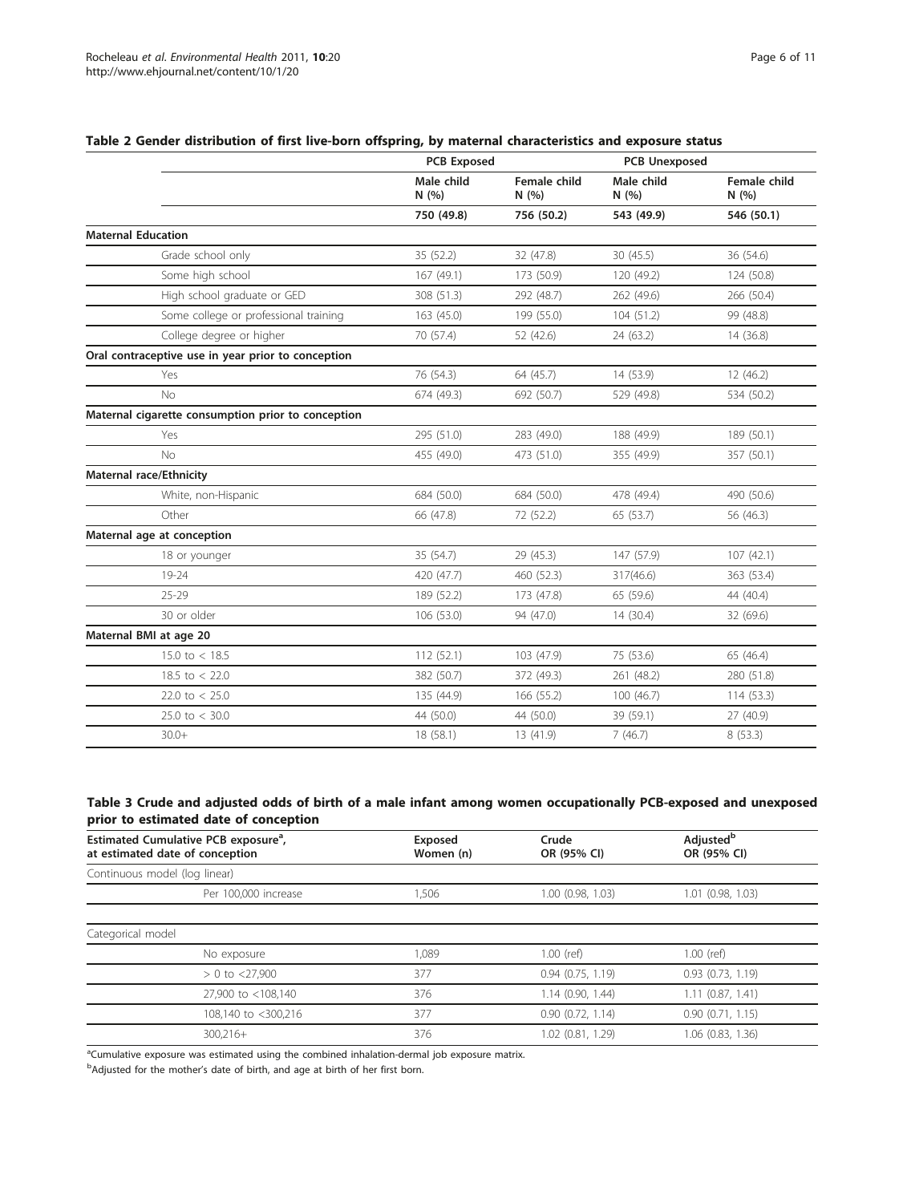**Table 2 Gender distribution of first live-born offspring, by maternal characteristics and exposure status**

| | PCB Exposed | | PCB Unexposed | |
|---|---|---|---|---|
| | Male child N (%) | Female child N (%) | Male child N (%) | Female child N (%) |
| | **750 (49.8)** | **756 (50.2)** | **543 (49.9)** | **546 (50.1)** |
| **Maternal Education** | | | | |
| Grade school only | 35 (52.2) | 32 (47.8) | 30 (45.5) | 36 (54.6) |
| Some high school | 167 (49.1) | 173 (50.9) | 120 (49.2) | 124 (50.8) |
| High school graduate or GED | 308 (51.3) | 292 (48.7) | 262 (49.6) | 266 (50.4) |
| Some college or professional training | 163 (45.0) | 199 (55.0) | 104 (51.2) | 99 (48.8) |
| College degree or higher | 70 (57.4) | 52 (42.6) | 24 (63.2) | 14 (36.8) |
| **Oral contraceptive use in year prior to conception** | | | | |
| Yes | 76 (54.3) | 64 (45.7) | 14 (53.9) | 12 (46.2) |
| No | 674 (49.3) | 692 (50.7) | 529 (49.8) | 534 (50.2) |
| **Maternal cigarette consumption prior to conception** | | | | |
| Yes | 295 (51.0) | 283 (49.0) | 188 (49.9) | 189 (50.1) |
| No | 455 (49.0) | 473 (51.0) | 355 (49.9) | 357 (50.1) |
| **Maternal race/Ethnicity** | | | | |
| White, non-Hispanic | 684 (50.0) | 684 (50.0) | 478 (49.4) | 490 (50.6) |
| Other | 66 (47.8) | 72 (52.2) | 65 (53.7) | 56 (46.3) |
| **Maternal age at conception** | | | | |
| 18 or younger | 35 (54.7) | 29 (45.3) | 147 (57.9) | 107 (42.1) |
| 19-24 | 420 (47.7) | 460 (52.3) | 317(46.6) | 363 (53.4) |
| 25-29 | 189 (52.2) | 173 (47.8) | 65 (59.6) | 44 (40.4) |
| 30 or older | 106 (53.0) | 94 (47.0) | 14 (30.4) | 32 (69.6) |
| **Maternal BMI at age 20** | | | | |
| 15.0 to < 18.5 | 112 (52.1) | 103 (47.9) | 75 (53.6) | 65 (46.4) |
| 18.5 to < 22.0 | 382 (50.7) | 372 (49.3) | 261 (48.2) | 280 (51.8) |
| 22.0 to < 25.0 | 135 (44.9) | 166 (55.2) | 100 (46.7) | 114 (53.3) |
| 25.0 to < 30.0 | 44 (50.0) | 44 (50.0) | 39 (59.1) | 27 (40.9) |
| 30.0+ | 18 (58.1) | 13 (41.9) | 7 (46.7) | 8 (53.3) |

**Table 3 Crude and adjusted odds of birth of a male infant among women occupationally PCB-exposed and unexposed prior to estimated date of conception**

| Estimated Cumulative PCB exposure[a], at estimated date of conception | Exposed Women (n) | Crude OR (95% CI) | Adjusted[b] OR (95% CI) |
|---|---|---|---|
| Continuous model (log linear) | | | |
| Per 100,000 increase | 1,506 | 1.00 (0.98, 1.03) | 1.01 (0.98, 1.03) |
| Categorical model | | | |
| No exposure | 1,089 | 1.00 (ref) | 1.00 (ref) |
| > 0 to <27,900 | 377 | 0.94 (0.75, 1.19) | 0.93 (0.73, 1.19) |
| 27,900 to <108,140 | 376 | 1.14 (0.90, 1.44) | 1.11 (0.87, 1.41) |
| 108,140 to <300,216 | 377 | 0.90 (0.72, 1.14) | 0.90 (0.71, 1.15) |
| 300,216+ | 376 | 1.02 (0.81, 1.29) | 1.06 (0.83, 1.36) |

[a]Cumulative exposure was estimated using the combined inhalation-dermal job exposure matrix.

[b]Adjusted for the mother's date of birth, and age at birth of her first born.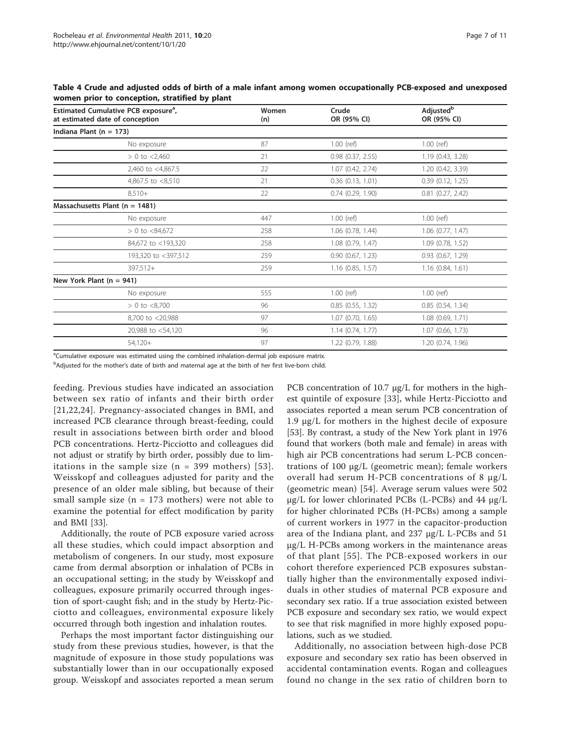**Table 4 Crude and adjusted odds of birth of a male infant among women occupationally PCB-exposed and unexposed women prior to conception, stratified by plant**

| Estimated Cumulative PCB exposure[a], at estimated date of conception | Women (n) | Crude OR (95% CI) | Adjusted[b] OR (95% CI) |
|---|---|---|---|
| **Indiana Plant (n = 173)** | | | |
| No exposure | 87 | 1.00 (ref) | 1.00 (ref) |
| > 0 to <2,460 | 21 | 0.98 (0.37, 2.55) | 1.19 (0.43, 3.28) |
| 2,460 to <4,867.5 | 22 | 1.07 (0.42, 2.74) | 1.20 (0.42, 3.39) |
| 4,867.5 to <8,510 | 21 | 0.36 (0.13, 1.01) | 0.39 (0.12, 1.25) |
| 8,510+ | 22 | 0.74 (0.29, 1.90) | 0.81 (0.27, 2.42) |
| **Massachusetts Plant (n = 1481)** | | | |
| No exposure | 447 | 1.00 (ref) | 1.00 (ref) |
| > 0 to <84,672 | 258 | 1.06 (0.78, 1.44) | 1.06 (0.77, 1.47) |
| 84,672 to <193,320 | 258 | 1.08 (0.79, 1.47) | 1.09 (0.78, 1.52) |
| 193,320 to <397,512 | 259 | 0.90 (0.67, 1.23) | 0.93 (0.67, 1.29) |
| 397,512+ | 259 | 1.16 (0.85, 1.57) | 1.16 (0.84, 1.61) |
| **New York Plant (n = 941)** | | | |
| No exposure | 555 | 1.00 (ref) | 1.00 (ref) |
| > 0 to <8,700 | 96 | 0.85 (0.55, 1.32) | 0.85 (0.54, 1.34) |
| 8,700 to <20,988 | 97 | 1.07 (0.70, 1.65) | 1.08 (0.69, 1.71) |
| 20,988 to <54,120 | 96 | 1.14 (0.74, 1.77) | 1.07 (0.66, 1.73) |
| 54,120+ | 97 | 1.22 (0.79, 1.88) | 1.20 (0.74, 1.96) |

[a]Cumulative exposure was estimated using the combined inhalation-dermal job exposure matrix.

[b]Adjusted for the mother's date of birth and maternal age at the birth of her first live-born child.

feeding. Previous studies have indicated an association between sex ratio of infants and their birth order [21,22,24]. Pregnancy-associated changes in BMI, and increased PCB clearance through breast-feeding, could result in associations between birth order and blood PCB concentrations. Hertz-Picciotto and colleagues did not adjust or stratify by birth order, possibly due to limitations in the sample size (n = 399 mothers) [53]. Weisskopf and colleagues adjusted for parity and the presence of an older male sibling, but because of their small sample size (n = 173 mothers) were not able to examine the potential for effect modification by parity and BMI [33].

Additionally, the route of PCB exposure varied across all these studies, which could impact absorption and metabolism of congeners. In our study, most exposure came from dermal absorption or inhalation of PCBs in an occupational setting; in the study by Weisskopf and colleagues, exposure primarily occurred through ingestion of sport-caught fish; and in the study by Hertz-Picciotto and colleagues, environmental exposure likely occurred through both ingestion and inhalation routes.

Perhaps the most important factor distinguishing our study from these previous studies, however, is that the magnitude of exposure in those study populations was substantially lower than in our occupationally exposed group. Weisskopf and associates reported a mean serum PCB concentration of 10.7 μg/L for mothers in the highest quintile of exposure [33], while Hertz-Picciotto and associates reported a mean serum PCB concentration of 1.9 μg/L for mothers in the highest decile of exposure [53]. By contrast, a study of the New York plant in 1976 found that workers (both male and female) in areas with high air PCB concentrations had serum L-PCB concentrations of 100 μg/L (geometric mean); female workers overall had serum H-PCB concentrations of 8 μg/L (geometric mean) [54]. Average serum values were 502 μg/L for lower chlorinated PCBs (L-PCBs) and 44 μg/L for higher chlorinated PCBs (H-PCBs) among a sample of current workers in 1977 in the capacitor-production area of the Indiana plant, and 237 μg/L L-PCBs and 51 μg/L H-PCBs among workers in the maintenance areas of that plant [55]. The PCB-exposed workers in our cohort therefore experienced PCB exposures substantially higher than the environmentally exposed individuals in other studies of maternal PCB exposure and secondary sex ratio. If a true association existed between PCB exposure and secondary sex ratio, we would expect to see that risk magnified in more highly exposed populations, such as we studied.

Additionally, no association between high-dose PCB exposure and secondary sex ratio has been observed in accidental contamination events. Rogan and colleagues found no change in the sex ratio of children born to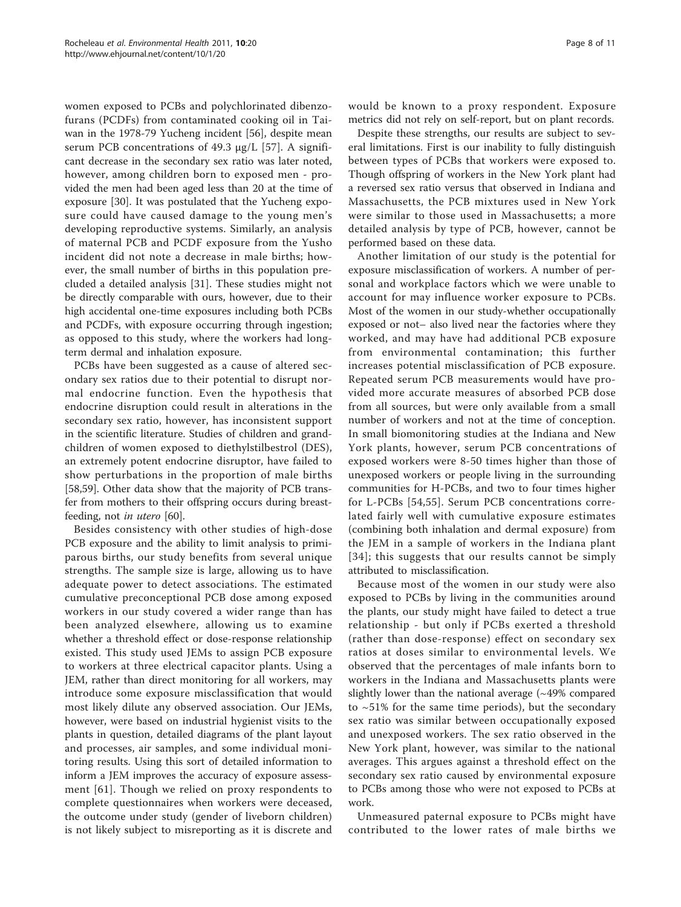women exposed to PCBs and polychlorinated dibenzofurans (PCDFs) from contaminated cooking oil in Taiwan in the 1978-79 Yucheng incident [56], despite mean serum PCB concentrations of 49.3 μg/L [57]. A significant decrease in the secondary sex ratio was later noted, however, among children born to exposed men - provided the men had been aged less than 20 at the time of exposure [30]. It was postulated that the Yucheng exposure could have caused damage to the young men's developing reproductive systems. Similarly, an analysis of maternal PCB and PCDF exposure from the Yusho incident did not note a decrease in male births; however, the small number of births in this population precluded a detailed analysis [31]. These studies might not be directly comparable with ours, however, due to their high accidental one-time exposures including both PCBs and PCDFs, with exposure occurring through ingestion; as opposed to this study, where the workers had long-term dermal and inhalation exposure.

PCBs have been suggested as a cause of altered secondary sex ratios due to their potential to disrupt normal endocrine function. Even the hypothesis that endocrine disruption could result in alterations in the secondary sex ratio, however, has inconsistent support in the scientific literature. Studies of children and grandchildren of women exposed to diethylstilbestrol (DES), an extremely potent endocrine disruptor, have failed to show perturbations in the proportion of male births [58,59]. Other data show that the majority of PCB transfer from mothers to their offspring occurs during breastfeeding, not *in utero* [60].

Besides consistency with other studies of high-dose PCB exposure and the ability to limit analysis to primiparous births, our study benefits from several unique strengths. The sample size is large, allowing us to have adequate power to detect associations. The estimated cumulative preconceptional PCB dose among exposed workers in our study covered a wider range than has been analyzed elsewhere, allowing us to examine whether a threshold effect or dose-response relationship existed. This study used JEMs to assign PCB exposure to workers at three electrical capacitor plants. Using a JEM, rather than direct monitoring for all workers, may introduce some exposure misclassification that would most likely dilute any observed association. Our JEMs, however, were based on industrial hygienist visits to the plants in question, detailed diagrams of the plant layout and processes, air samples, and some individual monitoring results. Using this sort of detailed information to inform a JEM improves the accuracy of exposure assessment [61]. Though we relied on proxy respondents to complete questionnaires when workers were deceased, the outcome under study (gender of liveborn children) is not likely subject to misreporting as it is discrete and would be known to a proxy respondent. Exposure metrics did not rely on self-report, but on plant records.

Despite these strengths, our results are subject to several limitations. First is our inability to fully distinguish between types of PCBs that workers were exposed to. Though offspring of workers in the New York plant had a reversed sex ratio versus that observed in Indiana and Massachusetts, the PCB mixtures used in New York were similar to those used in Massachusetts; a more detailed analysis by type of PCB, however, cannot be performed based on these data.

Another limitation of our study is the potential for exposure misclassification of workers. A number of personal and workplace factors which we were unable to account for may influence worker exposure to PCBs. Most of the women in our study-whether occupationally exposed or not– also lived near the factories where they worked, and may have had additional PCB exposure from environmental contamination; this further increases potential misclassification of PCB exposure. Repeated serum PCB measurements would have provided more accurate measures of absorbed PCB dose from all sources, but were only available from a small number of workers and not at the time of conception. In small biomonitoring studies at the Indiana and New York plants, however, serum PCB concentrations of exposed workers were 8-50 times higher than those of unexposed workers or people living in the surrounding communities for H-PCBs, and two to four times higher for L-PCBs [54,55]. Serum PCB concentrations correlated fairly well with cumulative exposure estimates (combining both inhalation and dermal exposure) from the JEM in a sample of workers in the Indiana plant [34]; this suggests that our results cannot be simply attributed to misclassification.

Because most of the women in our study were also exposed to PCBs by living in the communities around the plants, our study might have failed to detect a true relationship - but only if PCBs exerted a threshold (rather than dose-response) effect on secondary sex ratios at doses similar to environmental levels. We observed that the percentages of male infants born to workers in the Indiana and Massachusetts plants were slightly lower than the national average (~49% compared to ~51% for the same time periods), but the secondary sex ratio was similar between occupationally exposed and unexposed workers. The sex ratio observed in the New York plant, however, was similar to the national averages. This argues against a threshold effect on the secondary sex ratio caused by environmental exposure to PCBs among those who were not exposed to PCBs at work.

Unmeasured paternal exposure to PCBs might have contributed to the lower rates of male births we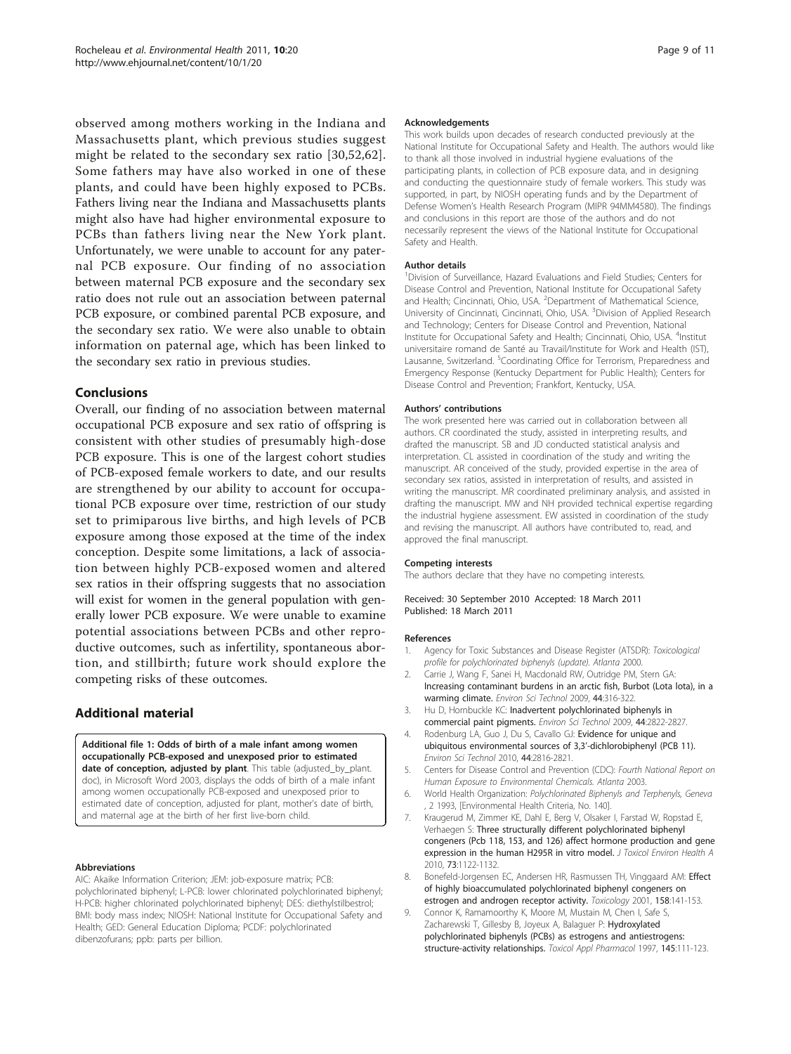observed among mothers working in the Indiana and Massachusetts plant, which previous studies suggest might be related to the secondary sex ratio [30,52,62]. Some fathers may have also worked in one of these plants, and could have been highly exposed to PCBs. Fathers living near the Indiana and Massachusetts plants might also have had higher environmental exposure to PCBs than fathers living near the New York plant. Unfortunately, we were unable to account for any paternal PCB exposure. Our finding of no association between maternal PCB exposure and the secondary sex ratio does not rule out an association between paternal PCB exposure, or combined parental PCB exposure, and the secondary sex ratio. We were also unable to obtain information on paternal age, which has been linked to the secondary sex ratio in previous studies.

## Conclusions

Overall, our finding of no association between maternal occupational PCB exposure and sex ratio of offspring is consistent with other studies of presumably high-dose PCB exposure. This is one of the largest cohort studies of PCB-exposed female workers to date, and our results are strengthened by our ability to account for occupational PCB exposure over time, restriction of our study set to primiparous live births, and high levels of PCB exposure among those exposed at the time of the index conception. Despite some limitations, a lack of association between highly PCB-exposed women and altered sex ratios in their offspring suggests that no association will exist for women in the general population with generally lower PCB exposure. We were unable to examine potential associations between PCBs and other reproductive outcomes, such as infertility, spontaneous abortion, and stillbirth; future work should explore the competing risks of these outcomes.

## Additional material

**Additional file 1: Odds of birth of a male infant among women occupationally PCB-exposed and unexposed prior to estimated date of conception, adjusted by plant**. This table (adjusted_by_plant.doc), in Microsoft Word 2003, displays the odds of birth of a male infant among women occupationally PCB-exposed and unexposed prior to estimated date of conception, adjusted for plant, mother's date of birth, and maternal age at the birth of her first live-born child.

#### Abbreviations

AIC: Akaike Information Criterion; JEM: job-exposure matrix; PCB: polychlorinated biphenyl; L-PCB: lower chlorinated polychlorinated biphenyl; H-PCB: higher chlorinated polychlorinated biphenyl; DES: diethylstilbestrol; BMI: body mass index; NIOSH: National Institute for Occupational Safety and Health; GED: General Education Diploma; PCDF: polychlorinated dibenzofurans; ppb: parts per billion.

#### Acknowledgements

This work builds upon decades of research conducted previously at the National Institute for Occupational Safety and Health. The authors would like to thank all those involved in industrial hygiene evaluations of the participating plants, in collection of PCB exposure data, and in designing and conducting the questionnaire study of female workers. This study was supported, in part, by NIOSH operating funds and by the Department of Defense Women's Health Research Program (MIPR 94MM4580). The findings and conclusions in this report are those of the authors and do not necessarily represent the views of the National Institute for Occupational Safety and Health.

#### Author details

[1]Division of Surveillance, Hazard Evaluations and Field Studies; Centers for Disease Control and Prevention, National Institute for Occupational Safety and Health; Cincinnati, Ohio, USA. [2]Department of Mathematical Science, University of Cincinnati, Cincinnati, Ohio, USA. [3]Division of Applied Research and Technology; Centers for Disease Control and Prevention, National Institute for Occupational Safety and Health; Cincinnati, Ohio, USA. [4]Institut universitaire romand de Santé au Travail/Institute for Work and Health (IST), Lausanne, Switzerland. [5]Coordinating Office for Terrorism, Preparedness and Emergency Response (Kentucky Department for Public Health); Centers for Disease Control and Prevention; Frankfort, Kentucky, USA.

#### Authors' contributions

The work presented here was carried out in collaboration between all authors. CR coordinated the study, assisted in interpreting results, and drafted the manuscript. SB and JD conducted statistical analysis and interpretation. CL assisted in coordination of the study and writing the manuscript. AR conceived of the study, provided expertise in the area of secondary sex ratios, assisted in interpretation of results, and assisted in writing the manuscript. MR coordinated preliminary analysis, and assisted in drafting the manuscript. MW and NH provided technical expertise regarding the industrial hygiene assessment. EW assisted in coordination of the study and revising the manuscript. All authors have contributed to, read, and approved the final manuscript.

#### Competing interests

The authors declare that they have no competing interests.

Received: 30 September 2010 Accepted: 18 March 2011
Published: 18 March 2011

#### References

1. Agency for Toxic Substances and Disease Register (ATSDR): *Toxicological profile for polychlorinated biphenyls (update).* Atlanta 2000.
2. Carrie J, Wang F, Sanei H, Macdonald RW, Outridge PM, Stern GA: **Increasing contaminant burdens in an arctic fish, Burbot (Lota lota), in a warming climate.** *Environ Sci Technol* 2009, **44**:316-322.
3. Hu D, Hornbuckle KC: **Inadvertent polychlorinated biphenyls in commercial paint pigments.** *Environ Sci Technol* 2009, **44**:2822-2827.
4. Rodenburg LA, Guo J, Du S, Cavallo GJ: **Evidence for unique and ubiquitous environmental sources of 3,3'-dichlorobiphenyl (PCB 11).** *Environ Sci Technol* 2010, **44**:2816-2821.
5. Centers for Disease Control and Prevention (CDC): *Fourth National Report on Human Exposure to Environmental Chemicals.* Atlanta 2003.
6. World Health Organization: *Polychlorinated Biphenyls and Terphenyls, Geneva* , 2 1993, [Environmental Health Criteria, No. 140].
7. Kraugerud M, Zimmer KE, Dahl E, Berg V, Olsaker I, Farstad W, Ropstad E, Verhaegen S: **Three structurally different polychlorinated biphenyl congeners (Pcb 118, 153, and 126) affect hormone production and gene expression in the human H295R in vitro model.** *J Toxicol Environ Health A* 2010, **73**:1122-1132.
8. Bonefeld-Jorgensen EC, Andersen HR, Rasmussen TH, Vinggaard AM: **Effect of highly bioaccumulated polychlorinated biphenyl congeners on estrogen and androgen receptor activity.** *Toxicology* 2001, **158**:141-153.
9. Connor K, Ramamoorthy K, Moore M, Mustain M, Chen I, Safe S, Zacharewski T, Gillesby B, Joyeux A, Balaguer P: **Hydroxylated polychlorinated biphenyls (PCBs) as estrogens and antiestrogens: structure-activity relationships.** *Toxicol Appl Pharmacol* 1997, **145**:111-123.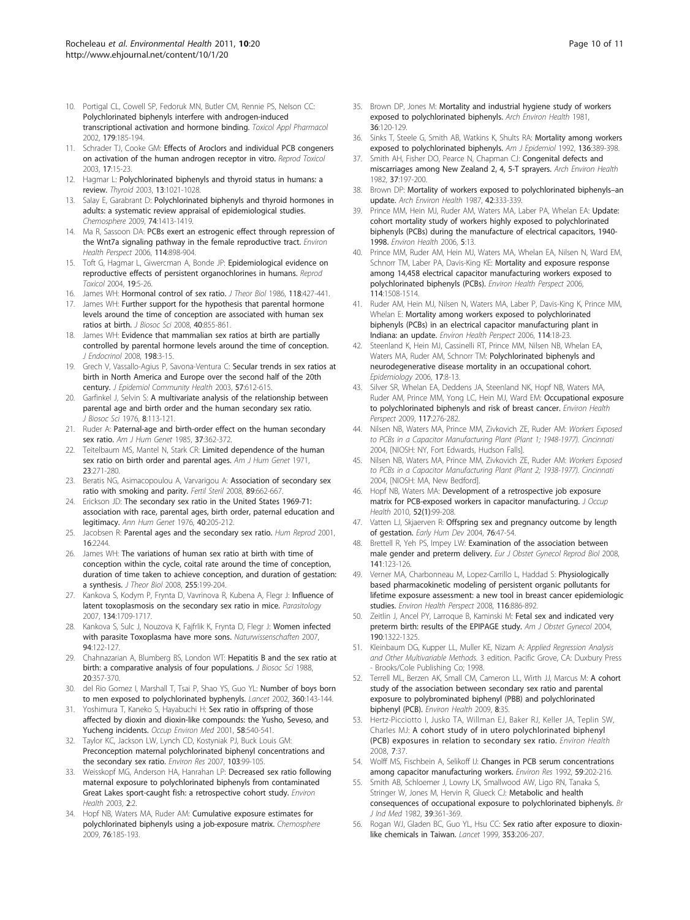10. Portigal CL, Cowell SP, Fedoruk MN, Butler CM, Rennie PS, Nelson CC: **Polychlorinated biphenyls interfere with androgen-induced transcriptional activation and hormone binding.** *Toxicol Appl Pharmacol* 2002, **179**:185-194.
11. Schrader TJ, Cooke GM: **Effects of Aroclors and individual PCB congeners on activation of the human androgen receptor in vitro.** *Reprod Toxicol* 2003, **17**:15-23.
12. Hagmar L: **Polychlorinated biphenyls and thyroid status in humans: a review.** *Thyroid* 2003, **13**:1021-1028.
13. Salay E, Garabrant D: **Polychlorinated biphenyls and thyroid hormones in adults: a systematic review appraisal of epidemiological studies.** *Chemosphere* 2009, **74**:1413-1419.
14. Ma R, Sassoon DA: **PCBs exert an estrogenic effect through repression of the Wnt7a signaling pathway in the female reproductive tract.** *Environ Health Perspect* 2006, **114**:898-904.
15. Toft G, Hagmar L, Giwercman A, Bonde JP: **Epidemiological evidence on reproductive effects of persistent organochlorines in humans.** *Reprod Toxicol* 2004, **19**:5-26.
16. James WH: **Hormonal control of sex ratio.** *J Theor Biol* 1986, **118**:427-441.
17. James WH: **Further support for the hypothesis that parental hormone levels around the time of conception are associated with human sex ratios at birth.** *J Biosoc Sci* 2008, **40**:855-861.
18. James WH: **Evidence that mammalian sex ratios at birth are partially controlled by parental hormone levels around the time of conception.** *J Endocrinol* 2008, **198**:3-15.
19. Grech V, Vassallo-Agius P, Savona-Ventura C: **Secular trends in sex ratios at birth in North America and Europe over the second half of the 20th century.** *J Epidemiol Community Health* 2003, **57**:612-615.
20. Garfinkel J, Selvin S: **A multivariate analysis of the relationship between parental age and birth order and the human secondary sex ratio.** *J Biosoc Sci* 1976, **8**:113-121.
21. Ruder A: **Paternal-age and birth-order effect on the human secondary sex ratio.** *Am J Hum Genet* 1985, **37**:362-372.
22. Teitelbaum MS, Mantel N, Stark CR: **Limited dependence of the human sex ratio on birth order and parental ages.** *Am J Hum Genet* 1971, **23**:271-280.
23. Beratis NG, Asimacopoulou A, Varvarigou A: **Association of secondary sex ratio with smoking and parity.** *Fertil Steril* 2008, **89**:662-667.
24. Erickson JD: **The secondary sex ratio in the United States 1969-71: association with race, parental ages, birth order, paternal education and legitimacy.** *Ann Hum Genet* 1976, **40**:205-212.
25. Jacobsen R: **Parental ages and the secondary sex ratio.** *Hum Reprod* 2001, **16**:2244.
26. James WH: **The variations of human sex ratio at birth with time of conception within the cycle, coital rate around the time of conception, duration of time taken to achieve conception, and duration of gestation: a synthesis.** *J Theor Biol* 2008, **255**:199-204.
27. Kankova S, Kodym P, Frynta D, Vavrinova R, Kubena A, Flegr J: **Influence of latent toxoplasmosis on the secondary sex ratio in mice.** *Parasitology* 2007, **134**:1709-1717.
28. Kankova S, Sulc J, Nouzova K, Fajfrlik K, Frynta D, Flegr J: **Women infected with parasite Toxoplasma have more sons.** *Naturwissenschaften* 2007, **94**:122-127.
29. Chahnazarian A, Blumberg BS, London WT: **Hepatitis B and the sex ratio at birth: a comparative analysis of four populations.** *J Biosoc Sci* 1988, **20**:357-370.
30. del Rio Gomez I, Marshall T, Tsai P, Shao YS, Guo YL: **Number of boys born to men exposed to polychlorinated byphenyls.** *Lancet* 2002, **360**:143-144.
31. Yoshimura T, Kaneko S, Hayabuchi H: **Sex ratio in offspring of those affected by dioxin and dioxin-like compounds: the Yusho, Seveso, and Yucheng incidents.** *Occup Environ Med* 2001, **58**:540-541.
32. Taylor KC, Jackson LW, Lynch CD, Kostyniak PJ, Buck Louis GM: **Preconception maternal polychlorinated biphenyl concentrations and the secondary sex ratio.** *Environ Res* 2007, **103**:99-105.
33. Weisskopf MG, Anderson HA, Hanrahan LP: **Decreased sex ratio following maternal exposure to polychlorinated biphenyls from contaminated Great Lakes sport-caught fish: a retrospective cohort study.** *Environ Health* 2003, **2**:2.
34. Hopf NB, Waters MA, Ruder AM: **Cumulative exposure estimates for polychlorinated biphenyls using a job-exposure matrix.** *Chemosphere* 2009, **76**:185-193.
35. Brown DP, Jones M: **Mortality and industrial hygiene study of workers exposed to polychlorinated biphenyls.** *Arch Environ Health* 1981, **36**:120-129.
36. Sinks T, Steele G, Smith AB, Watkins K, Shults RA: **Mortality among workers exposed to polychlorinated biphenyls.** *Am J Epidemiol* 1992, **136**:389-398.
37. Smith AH, Fisher DO, Pearce N, Chapman CJ: **Congenital defects and miscarriages among New Zealand 2, 4, 5-T sprayers.** *Arch Environ Health* 1982, **37**:197-200.
38. Brown DP: **Mortality of workers exposed to polychlorinated biphenyls–an update.** *Arch Environ Health* 1987, **42**:333-339.
39. Prince MM, Hein MJ, Ruder AM, Waters MA, Laber PA, Whelan EA: **Update: cohort mortality study of workers highly exposed to polychlorinated biphenyls (PCBs) during the manufacture of electrical capacitors, 1940-1998.** *Environ Health* 2006, **5**:13.
40. Prince MM, Ruder AM, Hein MJ, Waters MA, Whelan EA, Nilsen N, Ward EM, Schnorr TM, Laber PA, Davis-King KE: **Mortality and exposure response among 14,458 electrical capacitor manufacturing workers exposed to polychlorinated biphenyls (PCBs).** *Environ Health Perspect* 2006, **114**:1508-1514.
41. Ruder AM, Hein MJ, Nilsen N, Waters MA, Laber P, Davis-King K, Prince MM, Whelan E: **Mortality among workers exposed to polychlorinated biphenyls (PCBs) in an electrical capacitor manufacturing plant in Indiana: an update.** *Environ Health Perspect* 2006, **114**:18-23.
42. Steenland K, Hein MJ, Cassinelli RT, Prince MM, Nilsen NB, Whelan EA, Waters MA, Ruder AM, Schnorr TM: **Polychlorinated biphenyls and neurodegenerative disease mortality in an occupational cohort.** *Epidemiology* 2006, **17**:8-13.
43. Silver SR, Whelan EA, Deddens JA, Steenland NK, Hopf NB, Waters MA, Ruder AM, Prince MM, Yong LC, Hein MJ, Ward EM: **Occupational exposure to polychlorinated biphenyls and risk of breast cancer.** *Environ Health Perspect* 2009, **117**:276-282.
44. Nilsen NB, Waters MA, Prince MM, Zivkovich ZE, Ruder AM: *Workers Exposed to PCBs in a Capacitor Manufacturing Plant (Plant 1; 1948-1977). Cincinnati* 2004, [NIOSH: NY, Fort Edwards, Hudson Falls].
45. Nilsen NB, Waters MA, Prince MM, Zivkovich ZE, Ruder AM: *Workers Exposed to PCBs in a Capacitor Manufacturing Plant (Plant 2; 1938-1977). Cincinnati* 2004, [NIOSH: MA, New Bedford].
46. Hopf NB, Waters MA: **Development of a retrospective job exposure matrix for PCB-exposed workers in capacitor manufacturing.** *J Occup Health* 2010, **52(1)**:99-208.
47. Vatten LJ, Skjaerven R: **Offspring sex and pregnancy outcome by length of gestation.** *Early Hum Dev* 2004, **76**:47-54.
48. Brettell R, Yeh PS, Impey LW: **Examination of the association between male gender and preterm delivery.** *Eur J Obstet Gynecol Reprod Biol* 2008, **141**:123-126.
49. Verner MA, Charbonneau M, Lopez-Carrillo L, Haddad S: **Physiologically based pharmacokinetic modeling of persistent organic pollutants for lifetime exposure assessment: a new tool in breast cancer epidemiologic studies.** *Environ Health Perspect* 2008, **116**:886-892.
50. Zeitlin J, Ancel PY, Larroque B, Kaminski M: **Fetal sex and indicated very preterm birth: results of the EPIPAGE study.** *Am J Obstet Gynecol* 2004, **190**:1322-1325.
51. Kleinbaum DG, Kupper LL, Muller KE, Nizam A: *Applied Regression Analysis and Other Multivariable Methods.* 3 edition. Pacific Grove, CA: Duxbury Press - Brooks/Cole Publishing Co; 1998.
52. Terrell ML, Berzen AK, Small CM, Cameron LL, Wirth JJ, Marcus M: **A cohort study of the association between secondary sex ratio and parental exposure to polybrominated biphenyl (PBB) and polychlorinated biphenyl (PCB).** *Environ Health* 2009, **8**:35.
53. Hertz-Picciotto I, Jusko TA, Willman EJ, Baker RJ, Keller JA, Teplin SW, Charles MJ: **A cohort study of in utero polychlorinated biphenyl (PCB) exposures in relation to secondary sex ratio.** *Environ Health* 2008, **7**:37.
54. Wolff MS, Fischbein A, Selikoff IJ: **Changes in PCB serum concentrations among capacitor manufacturing workers.** *Environ Res* 1992, **59**:202-216.
55. Smith AB, Schloemer J, Lowry LK, Smallwood AW, Ligo RN, Tanaka S, Stringer W, Jones M, Hervin R, Glueck CJ: **Metabolic and health consequences of occupational exposure to polychlorinated biphenyls.** *Br J Ind Med* 1982, **39**:361-369.
56. Rogan WJ, Gladen BC, Guo YL, Hsu CC: **Sex ratio after exposure to dioxin-like chemicals in Taiwan.** *Lancet* 1999, **353**:206-207.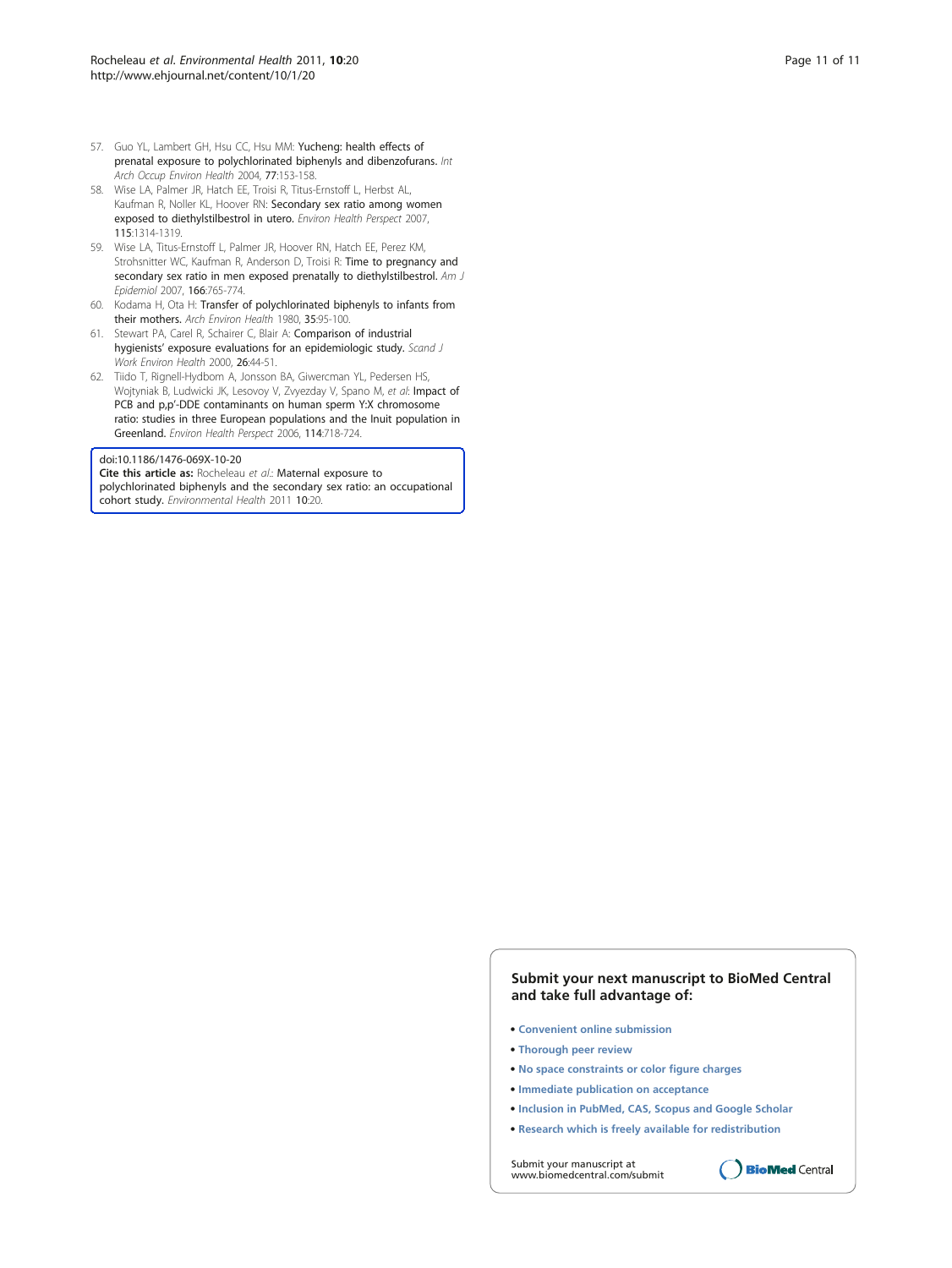57. Guo YL, Lambert GH, Hsu CC, Hsu MM: **Yucheng: health effects of prenatal exposure to polychlorinated biphenyls and dibenzofurans.** *Int Arch Occup Environ Health* 2004, **77**:153-158.
58. Wise LA, Palmer JR, Hatch EE, Troisi R, Titus-Ernstoff L, Herbst AL, Kaufman R, Noller KL, Hoover RN: **Secondary sex ratio among women exposed to diethylstilbestrol in utero.** *Environ Health Perspect* 2007, **115**:1314-1319.
59. Wise LA, Titus-Ernstoff L, Palmer JR, Hoover RN, Hatch EE, Perez KM, Strohsnitter WC, Kaufman R, Anderson D, Troisi R: **Time to pregnancy and secondary sex ratio in men exposed prenatally to diethylstilbestrol.** *Am J Epidemiol* 2007, **166**:765-774.
60. Kodama H, Ota H: **Transfer of polychlorinated biphenyls to infants from their mothers.** *Arch Environ Health* 1980, **35**:95-100.
61. Stewart PA, Carel R, Schairer C, Blair A: **Comparison of industrial hygienists' exposure evaluations for an epidemiologic study.** *Scand J Work Environ Health* 2000, **26**:44-51.
62. Tiido T, Rignell-Hydbom A, Jonsson BA, Giwercman YL, Pedersen HS, Wojtyniak B, Ludwicki JK, Lesovoy V, Zvyezday V, Spano M, *et al*: **Impact of PCB and p,p'-DDE contaminants on human sperm Y:X chromosome ratio: studies in three European populations and the Inuit population in Greenland.** *Environ Health Perspect* 2006, **114**:718-724.

doi:10.1186/1476-069X-10-20
**Cite this article as:** Rocheleau *et al.*: Maternal exposure to polychlorinated biphenyls and the secondary sex ratio: an occupational cohort study. *Environmental Health* 2011 **10**:20.

**Submit your next manuscript to BioMed Central and take full advantage of:**

- **Convenient online submission**
- **Thorough peer review**
- **No space constraints or color figure charges**
- **Immediate publication on acceptance**
- **Inclusion in PubMed, CAS, Scopus and Google Scholar**
- **Research which is freely available for redistribution**

Submit your manuscript at
www.biomedcentral.com/submit

BioMed Central